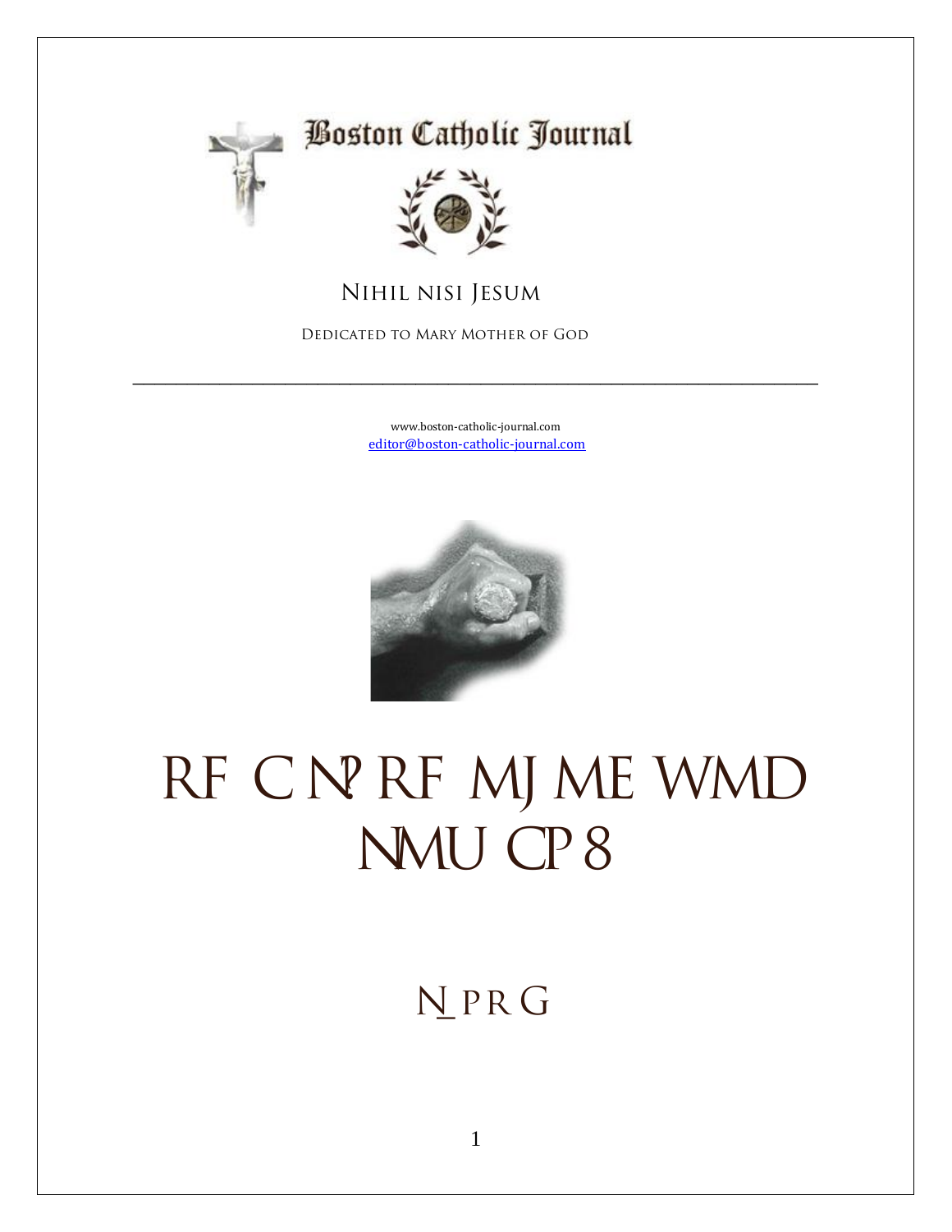# Boston Catholic Journal

Nihil nisi Jesum

Dedicated to Mary Mother of God

---

www.boston-catholic-journal.com
editor@boston-catholic-journal.com

# RF C N? RF MJ ME WMD NMU CP 8

N PR G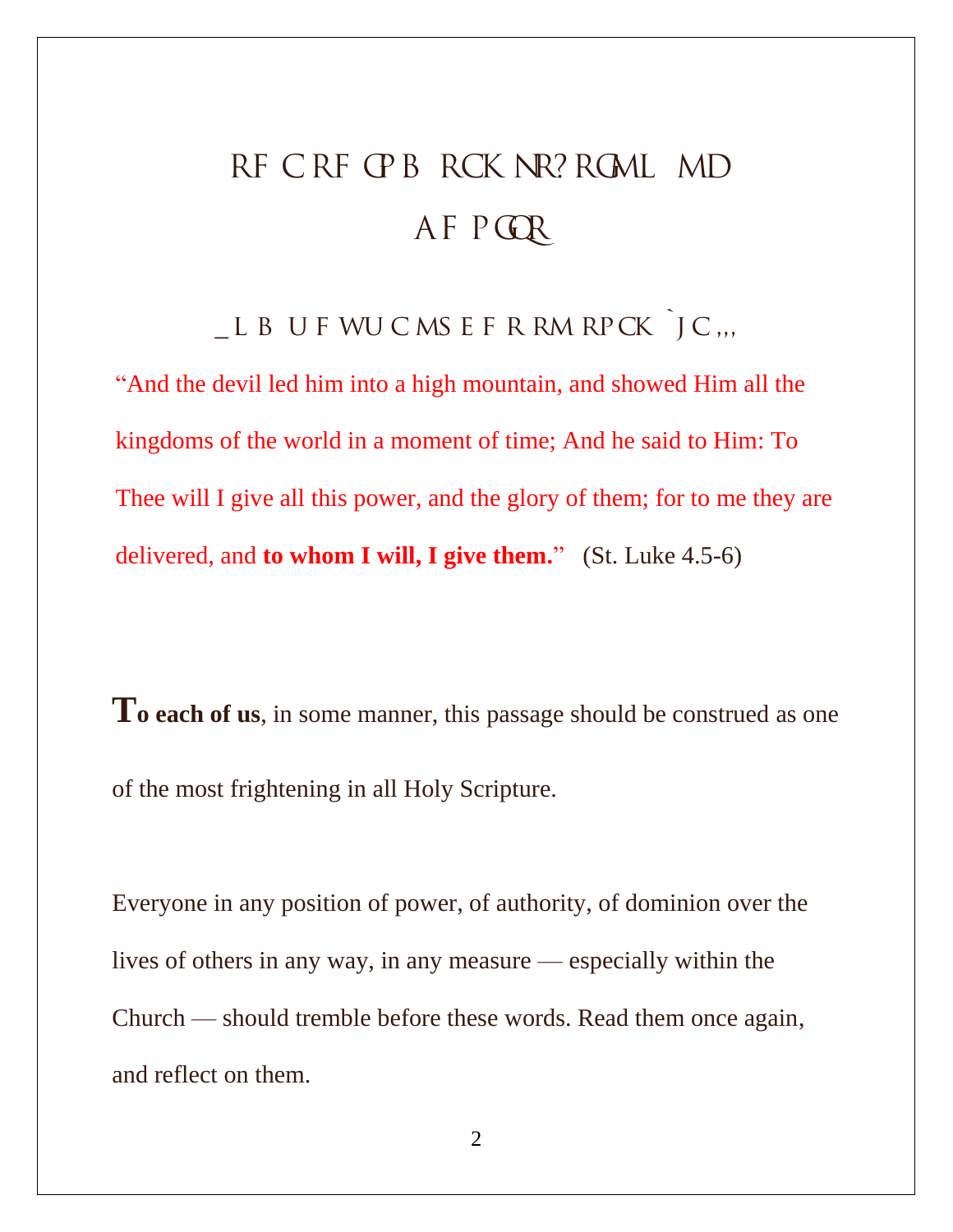# THE THIRD TEMPTATION OF CHRIST

## AND WHY WE OUGHT TO TREMBLE...

"And the devil led him into a high mountain, and showed Him all the kingdoms of the world in a moment of time; And he said to Him: To Thee will I give all this power, and the glory of them; for to me they are delivered, and **to whom I will, I give them.**" (St. Luke 4.5-6)

**To each of us**, in some manner, this passage should be construed as one of the most frightening in all Holy Scripture.

Everyone in any position of power, of authority, of dominion over the lives of others in any way, in any measure — especially within the Church — should tremble before these words. Read them once again, and reflect on them.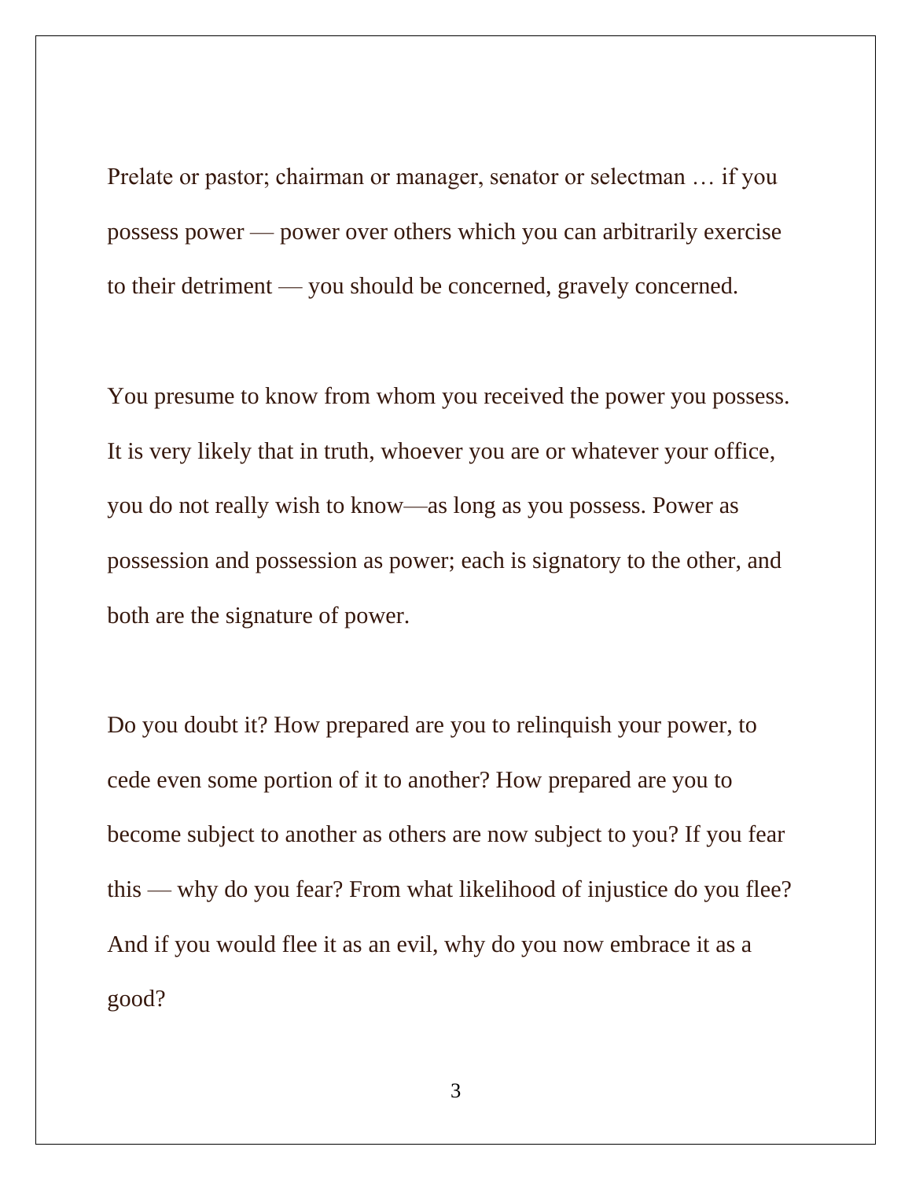Prelate or pastor; chairman or manager, senator or selectman … if you possess power — power over others which you can arbitrarily exercise to their detriment — you should be concerned, gravely concerned.

You presume to know from whom you received the power you possess. It is very likely that in truth, whoever you are or whatever your office, you do not really wish to know—as long as you possess. Power as possession and possession as power; each is signatory to the other, and both are the signature of power.

Do you doubt it? How prepared are you to relinquish your power, to cede even some portion of it to another? How prepared are you to become subject to another as others are now subject to you? If you fear this — why do you fear? From what likelihood of injustice do you flee? And if you would flee it as an evil, why do you now embrace it as a good?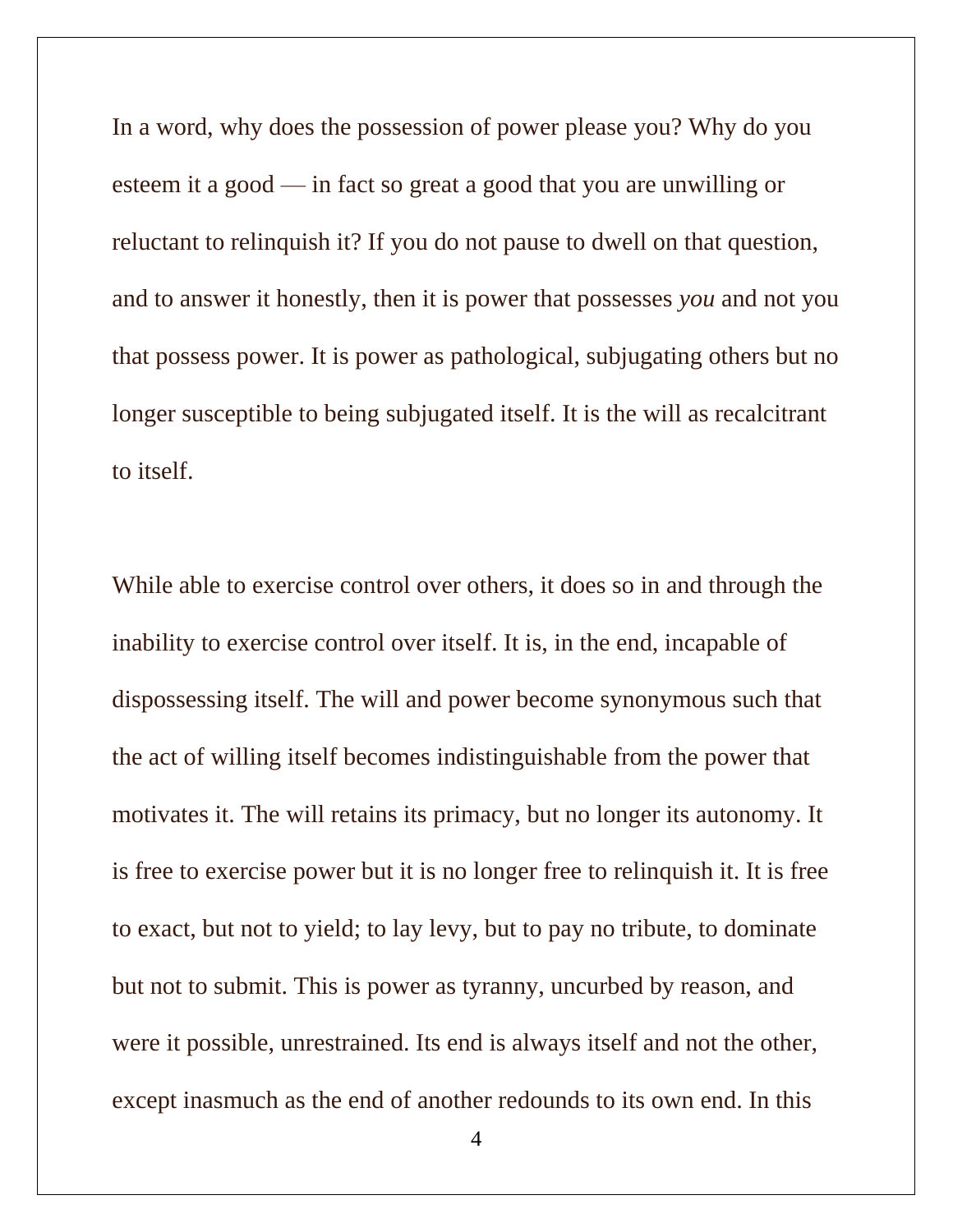In a word, why does the possession of power please you? Why do you esteem it a good — in fact so great a good that you are unwilling or reluctant to relinquish it? If you do not pause to dwell on that question, and to answer it honestly, then it is power that possesses *you* and not you that possess power. It is power as pathological, subjugating others but no longer susceptible to being subjugated itself. It is the will as recalcitrant to itself.

While able to exercise control over others, it does so in and through the inability to exercise control over itself. It is, in the end, incapable of dispossessing itself. The will and power become synonymous such that the act of willing itself becomes indistinguishable from the power that motivates it. The will retains its primacy, but no longer its autonomy. It is free to exercise power but it is no longer free to relinquish it. It is free to exact, but not to yield; to lay levy, but to pay no tribute, to dominate but not to submit. This is power as tyranny, uncurbed by reason, and were it possible, unrestrained. Its end is always itself and not the other, except inasmuch as the end of another redounds to its own end. In this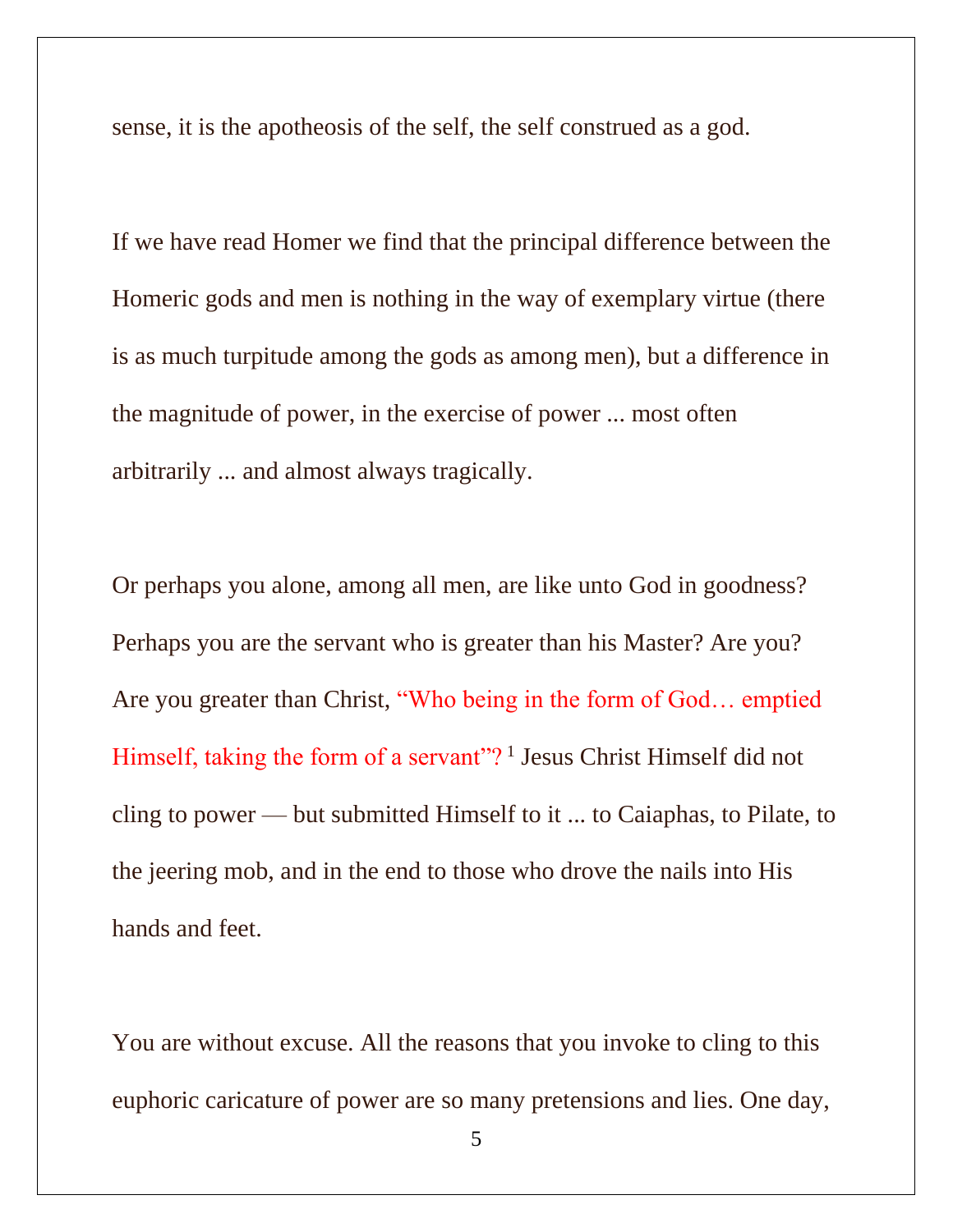sense, it is the apotheosis of the self, the self construed as a god.

If we have read Homer we find that the principal difference between the Homeric gods and men is nothing in the way of exemplary virtue (there is as much turpitude among the gods as among men), but a difference in the magnitude of power, in the exercise of power ... most often arbitrarily ... and almost always tragically.

Or perhaps you alone, among all men, are like unto God in goodness? Perhaps you are the servant who is greater than his Master? Are you? Are you greater than Christ, “Who being in the form of God… emptied Himself, taking the form of a servant”? [1] Jesus Christ Himself did not cling to power — but submitted Himself to it ... to Caiaphas, to Pilate, to the jeering mob, and in the end to those who drove the nails into His hands and feet.

You are without excuse. All the reasons that you invoke to cling to this euphoric caricature of power are so many pretensions and lies. One day,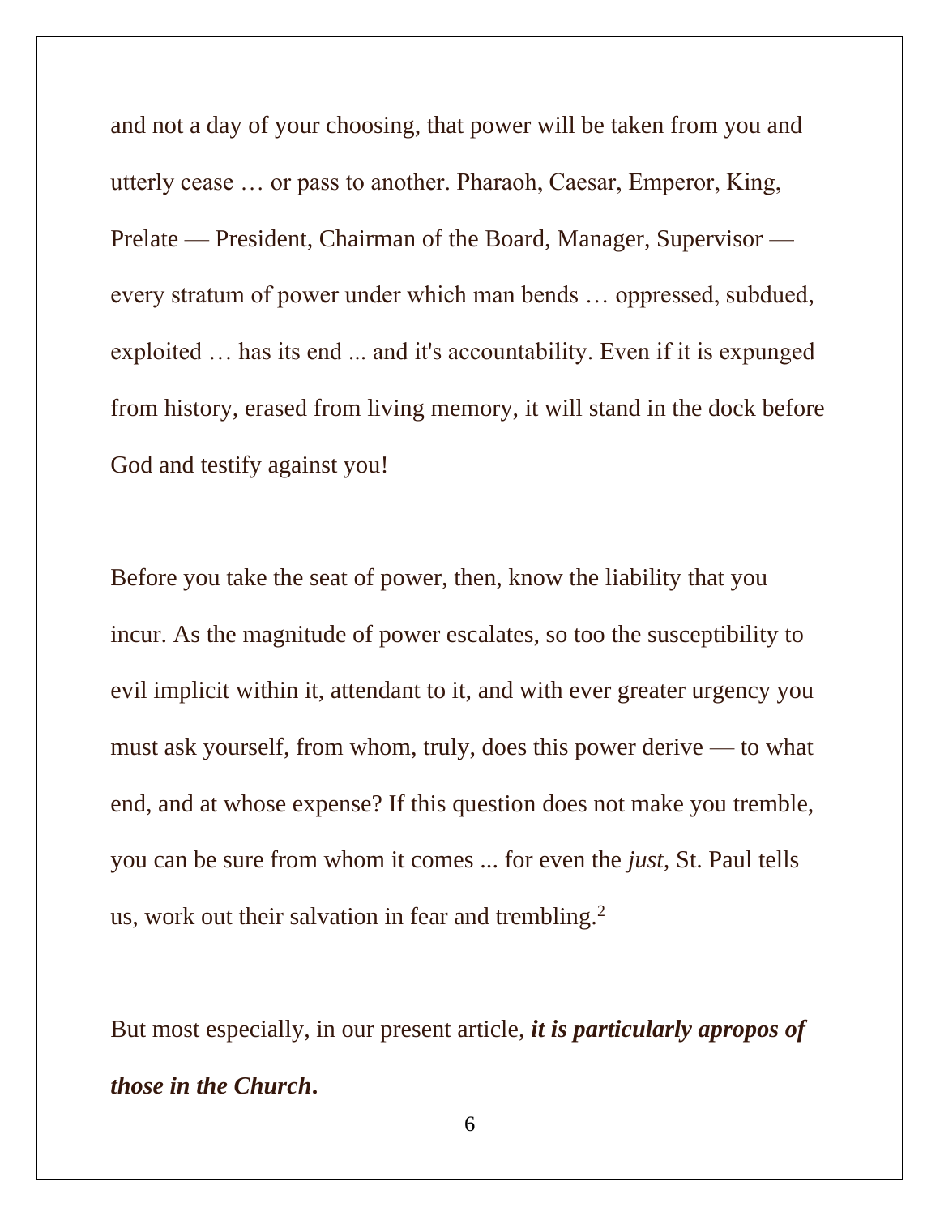and not a day of your choosing, that power will be taken from you and utterly cease … or pass to another. Pharaoh, Caesar, Emperor, King, Prelate — President, Chairman of the Board, Manager, Supervisor — every stratum of power under which man bends … oppressed, subdued, exploited … has its end ... and it's accountability. Even if it is expunged from history, erased from living memory, it will stand in the dock before God and testify against you!

Before you take the seat of power, then, know the liability that you incur. As the magnitude of power escalates, so too the susceptibility to evil implicit within it, attendant to it, and with ever greater urgency you must ask yourself, from whom, truly, does this power derive — to what end, and at whose expense? If this question does not make you tremble, you can be sure from whom it comes ... for even the *just,* St. Paul tells us, work out their salvation in fear and trembling.[2]

But most especially, in our present article, ***it is particularly apropos of those in the Church.***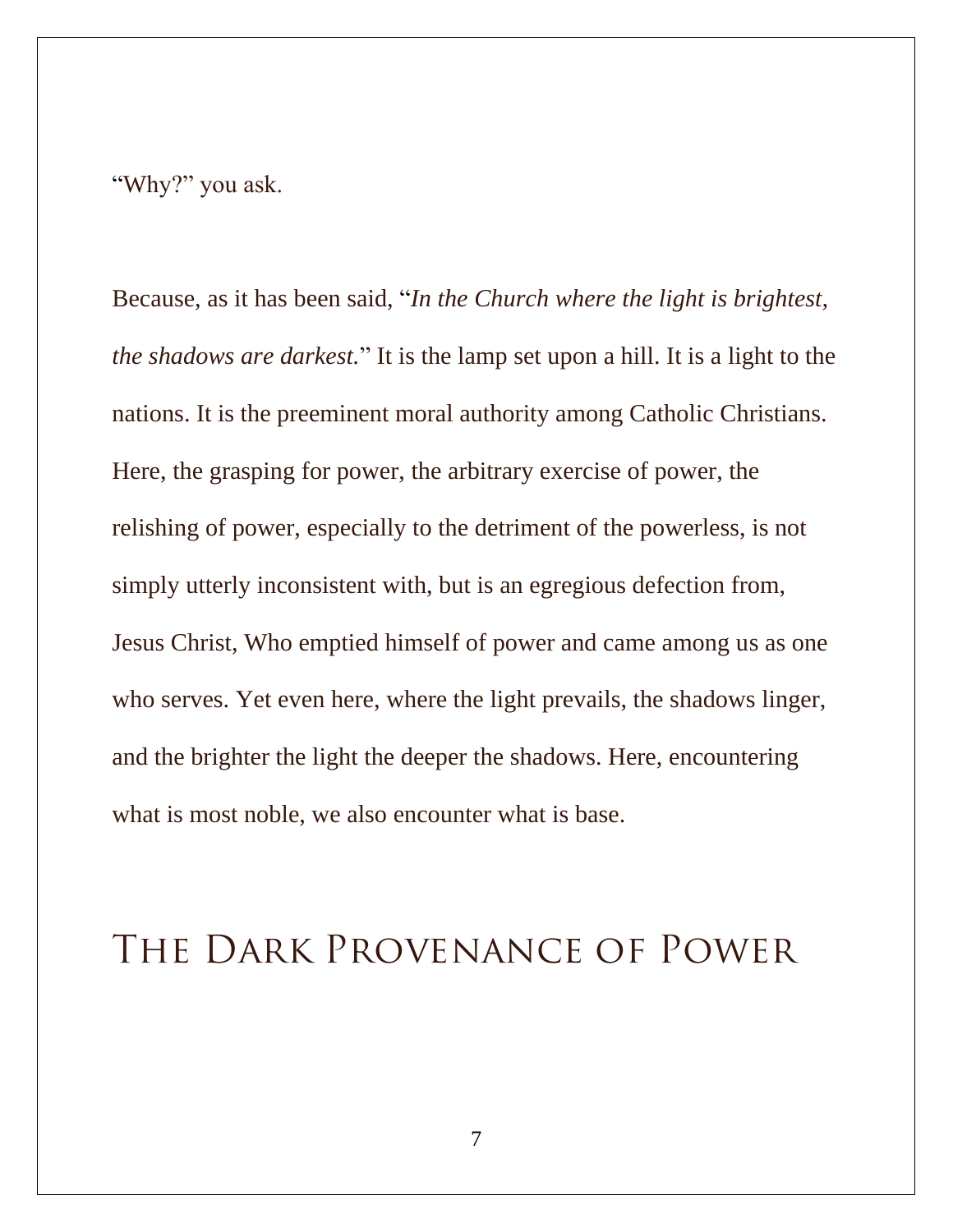“Why?” you ask.

Because, as it has been said, “*In the Church where the light is brightest, the shadows are darkest.*” It is the lamp set upon a hill. It is a light to the nations. It is the preeminent moral authority among Catholic Christians. Here, the grasping for power, the arbitrary exercise of power, the relishing of power, especially to the detriment of the powerless, is not simply utterly inconsistent with, but is an egregious defection from, Jesus Christ, Who emptied himself of power and came among us as one who serves. Yet even here, where the light prevails, the shadows linger, and the brighter the light the deeper the shadows. Here, encountering what is most noble, we also encounter what is base.

## The Dark Provenance of Power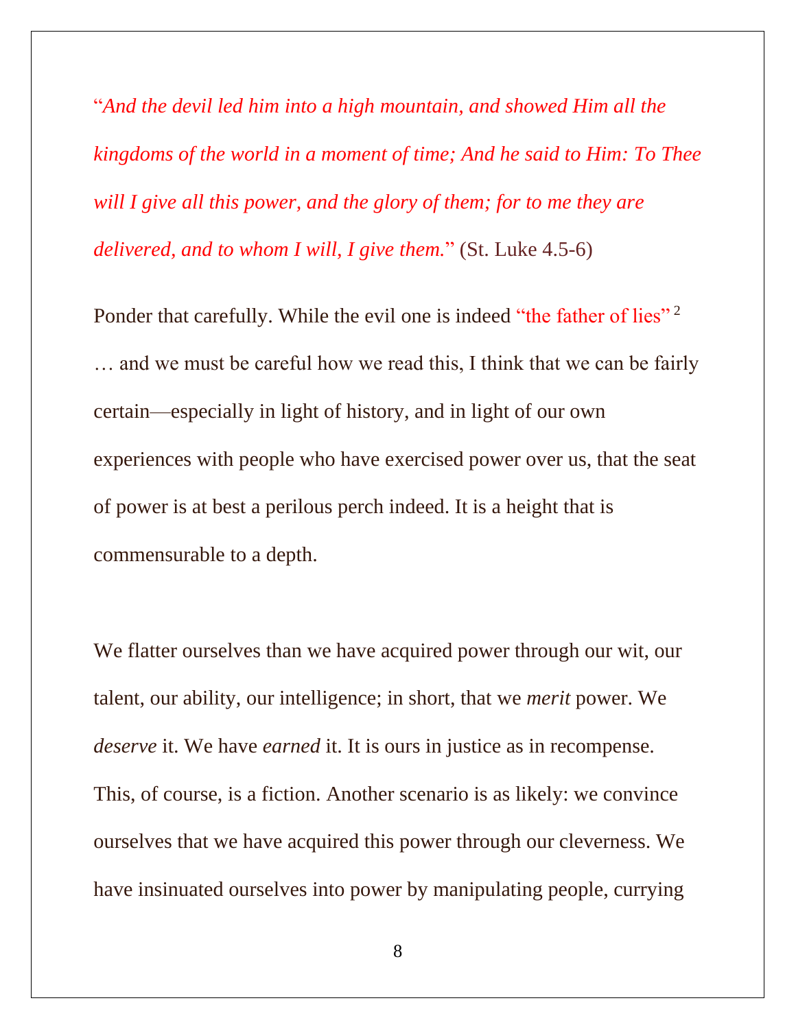“*And the devil led him into a high mountain, and showed Him all the kingdoms of the world in a moment of time; And he said to Him: To Thee will I give all this power, and the glory of them; for to me they are delivered, and to whom I will, I give them.*” (St. Luke 4.5-6)

Ponder that carefully. While the evil one is indeed “the father of lies” [2] … and we must be careful how we read this, I think that we can be fairly certain—especially in light of history, and in light of our own experiences with people who have exercised power over us, that the seat of power is at best a perilous perch indeed. It is a height that is commensurable to a depth.

We flatter ourselves than we have acquired power through our wit, our talent, our ability, our intelligence; in short, that we *merit* power. We *deserve* it. We have *earned* it. It is ours in justice as in recompense. This, of course, is a fiction. Another scenario is as likely: we convince ourselves that we have acquired this power through our cleverness. We have insinuated ourselves into power by manipulating people, currying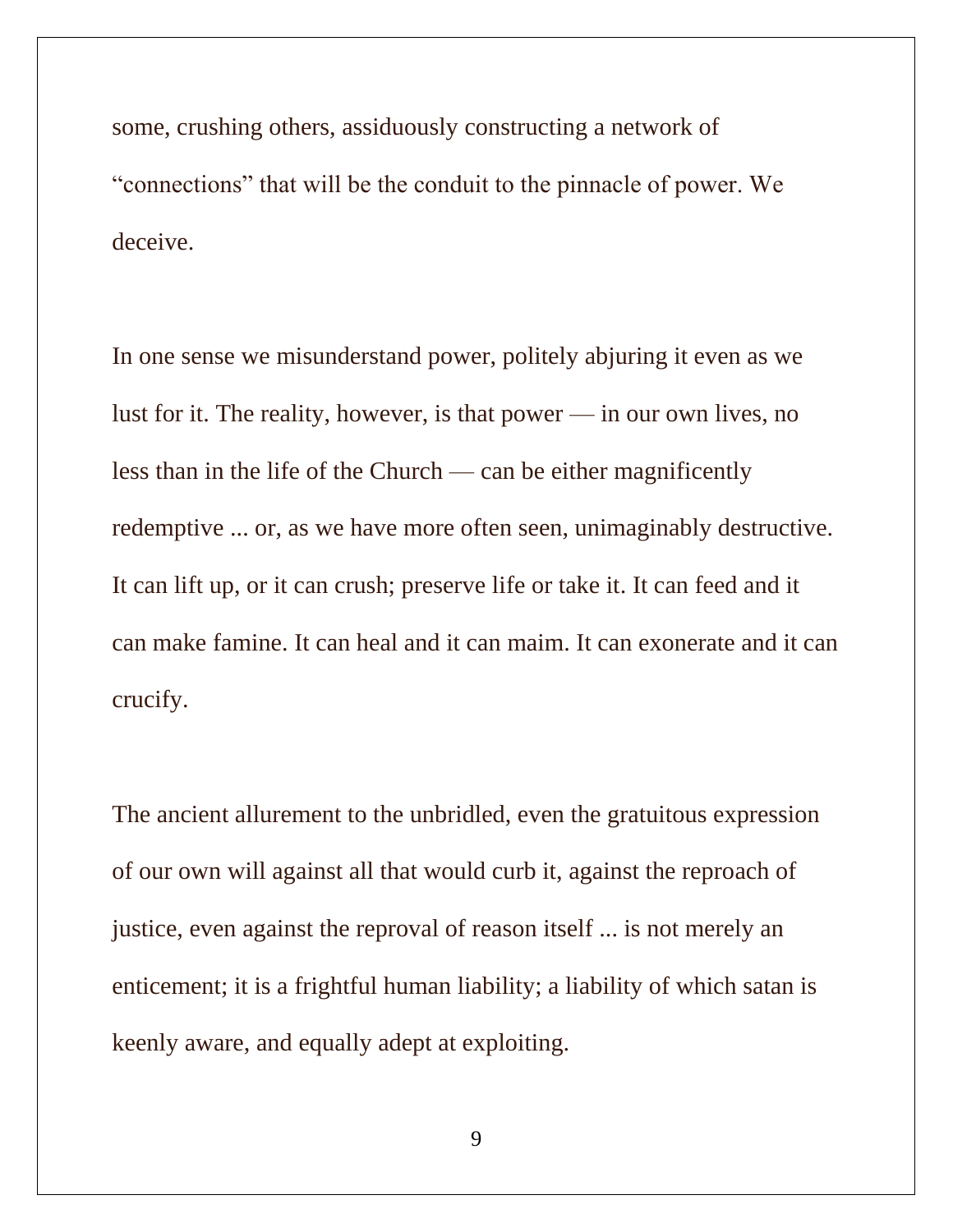some, crushing others, assiduously constructing a network of "connections" that will be the conduit to the pinnacle of power. We deceive.

In one sense we misunderstand power, politely abjuring it even as we lust for it. The reality, however, is that power — in our own lives, no less than in the life of the Church — can be either magnificently redemptive ... or, as we have more often seen, unimaginably destructive. It can lift up, or it can crush; preserve life or take it. It can feed and it can make famine. It can heal and it can maim. It can exonerate and it can crucify.

The ancient allurement to the unbridled, even the gratuitous expression of our own will against all that would curb it, against the reproach of justice, even against the reproval of reason itself ... is not merely an enticement; it is a frightful human liability; a liability of which satan is keenly aware, and equally adept at exploiting.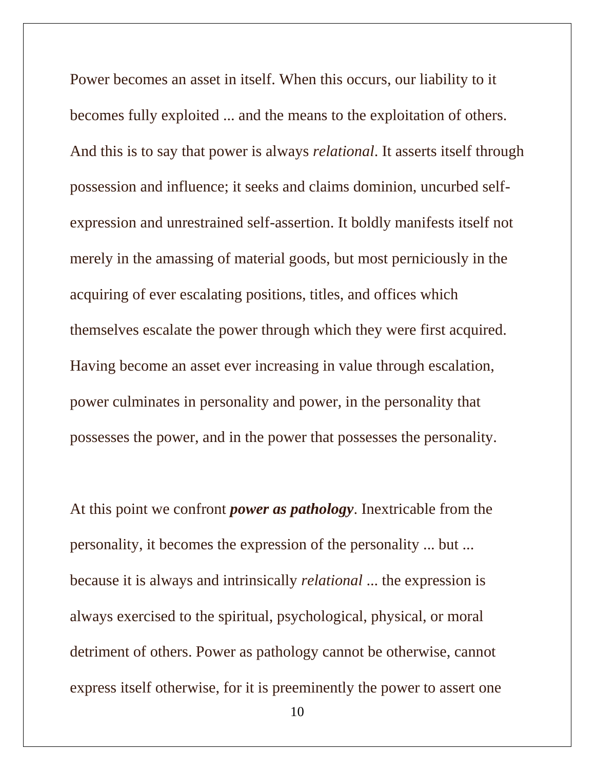Power becomes an asset in itself. When this occurs, our liability to it becomes fully exploited ... and the means to the exploitation of others. And this is to say that power is always *relational*. It asserts itself through possession and influence; it seeks and claims dominion, uncurbed self-expression and unrestrained self-assertion. It boldly manifests itself not merely in the amassing of material goods, but most perniciously in the acquiring of ever escalating positions, titles, and offices which themselves escalate the power through which they were first acquired. Having become an asset ever increasing in value through escalation, power culminates in personality and power, in the personality that possesses the power, and in the power that possesses the personality.

At this point we confront ***power as pathology***. Inextricable from the personality, it becomes the expression of the personality ... but ... because it is always and intrinsically *relational* ... the expression is always exercised to the spiritual, psychological, physical, or moral detriment of others. Power as pathology cannot be otherwise, cannot express itself otherwise, for it is preeminently the power to assert one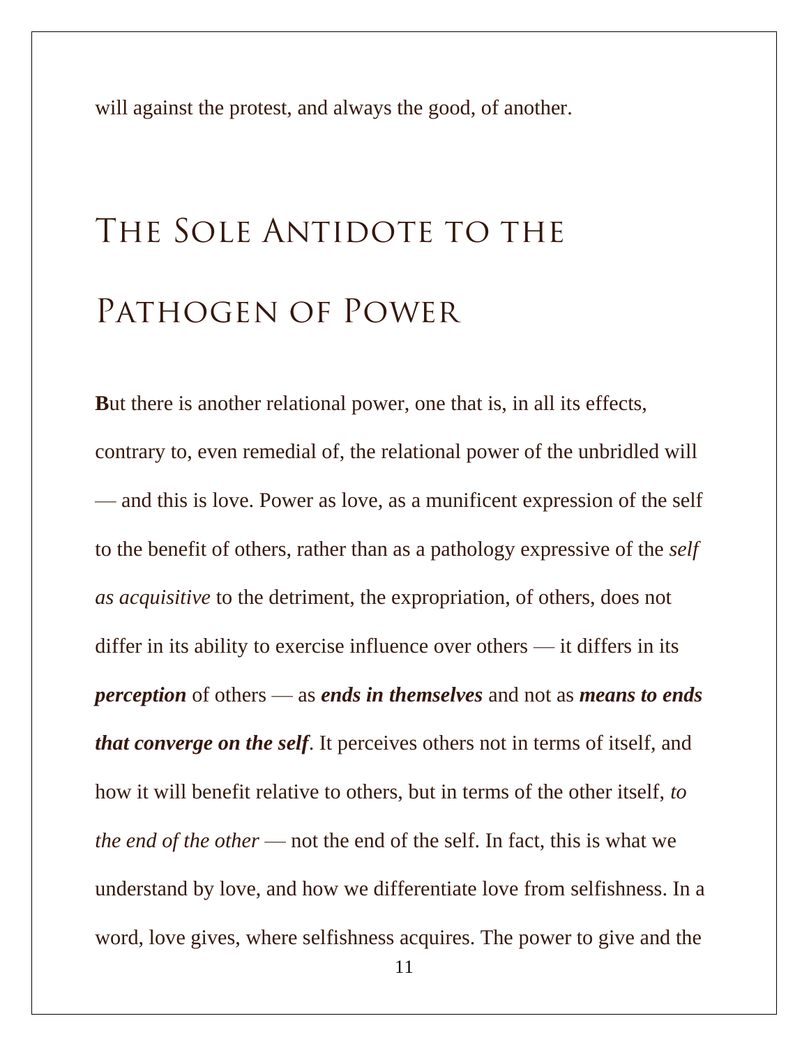will against the protest, and always the good, of another.

## The Sole Antidote to the Pathogen of Power

But there is another relational power, one that is, in all its effects, contrary to, even remedial of, the relational power of the unbridled will — and this is love. Power as love, as a munificent expression of the self to the benefit of others, rather than as a pathology expressive of the *self as acquisitive* to the detriment, the expropriation, of others, does not differ in its ability to exercise influence over others — it differs in its ***perception*** of others — as ***ends in themselves*** and not as ***means to ends that converge on the self***. It perceives others not in terms of itself, and how it will benefit relative to others, but in terms of the other itself, *to the end of the other* — not the end of the self. In fact, this is what we understand by love, and how we differentiate love from selfishness. In a word, love gives, where selfishness acquires. The power to give and the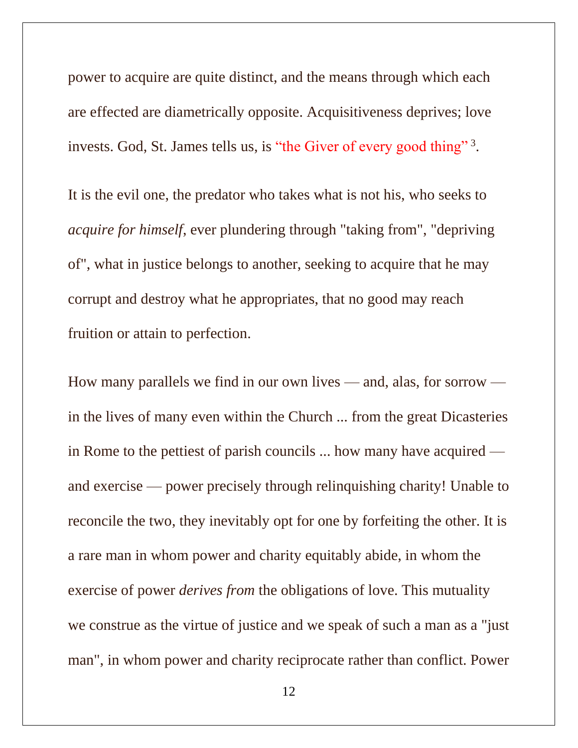power to acquire are quite distinct, and the means through which each are effected are diametrically opposite. Acquisitiveness deprives; love invests. God, St. James tells us, is “the Giver of every good thing” [3].

It is the evil one, the predator who takes what is not his, who seeks to *acquire for himself*, ever plundering through "taking from", "depriving of", what in justice belongs to another, seeking to acquire that he may corrupt and destroy what he appropriates, that no good may reach fruition or attain to perfection.

How many parallels we find in our own lives — and, alas, for sorrow — in the lives of many even within the Church ... from the great Dicasteries in Rome to the pettiest of parish councils ... how many have acquired — and exercise — power precisely through relinquishing charity! Unable to reconcile the two, they inevitably opt for one by forfeiting the other. It is a rare man in whom power and charity equitably abide, in whom the exercise of power *derives from* the obligations of love. This mutuality we construe as the virtue of justice and we speak of such a man as a "just man", in whom power and charity reciprocate rather than conflict. Power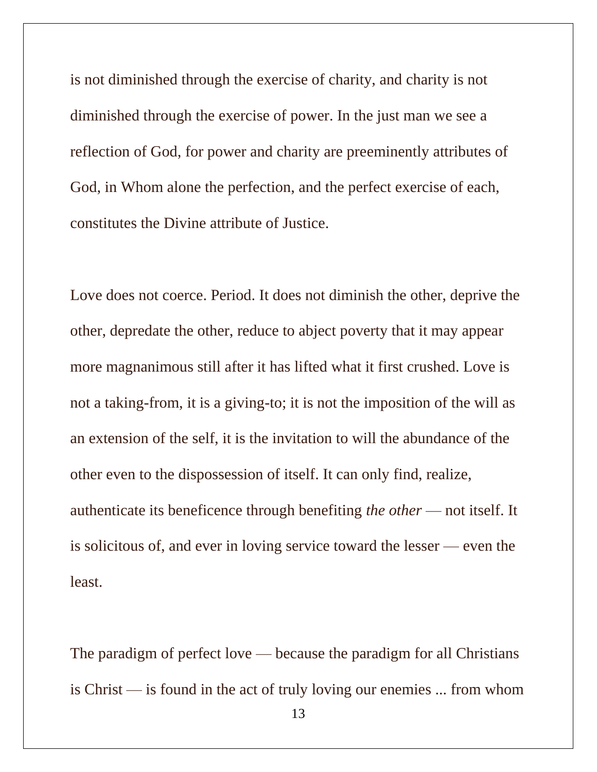is not diminished through the exercise of charity, and charity is not diminished through the exercise of power. In the just man we see a reflection of God, for power and charity are preeminently attributes of God, in Whom alone the perfection, and the perfect exercise of each, constitutes the Divine attribute of Justice.

Love does not coerce. Period. It does not diminish the other, deprive the other, depredate the other, reduce to abject poverty that it may appear more magnanimous still after it has lifted what it first crushed. Love is not a taking-from, it is a giving-to; it is not the imposition of the will as an extension of the self, it is the invitation to will the abundance of the other even to the dispossession of itself. It can only find, realize, authenticate its beneficence through benefiting *the other* — not itself. It is solicitous of, and ever in loving service toward the lesser — even the least.

The paradigm of perfect love — because the paradigm for all Christians is Christ — is found in the act of truly loving our enemies ... from whom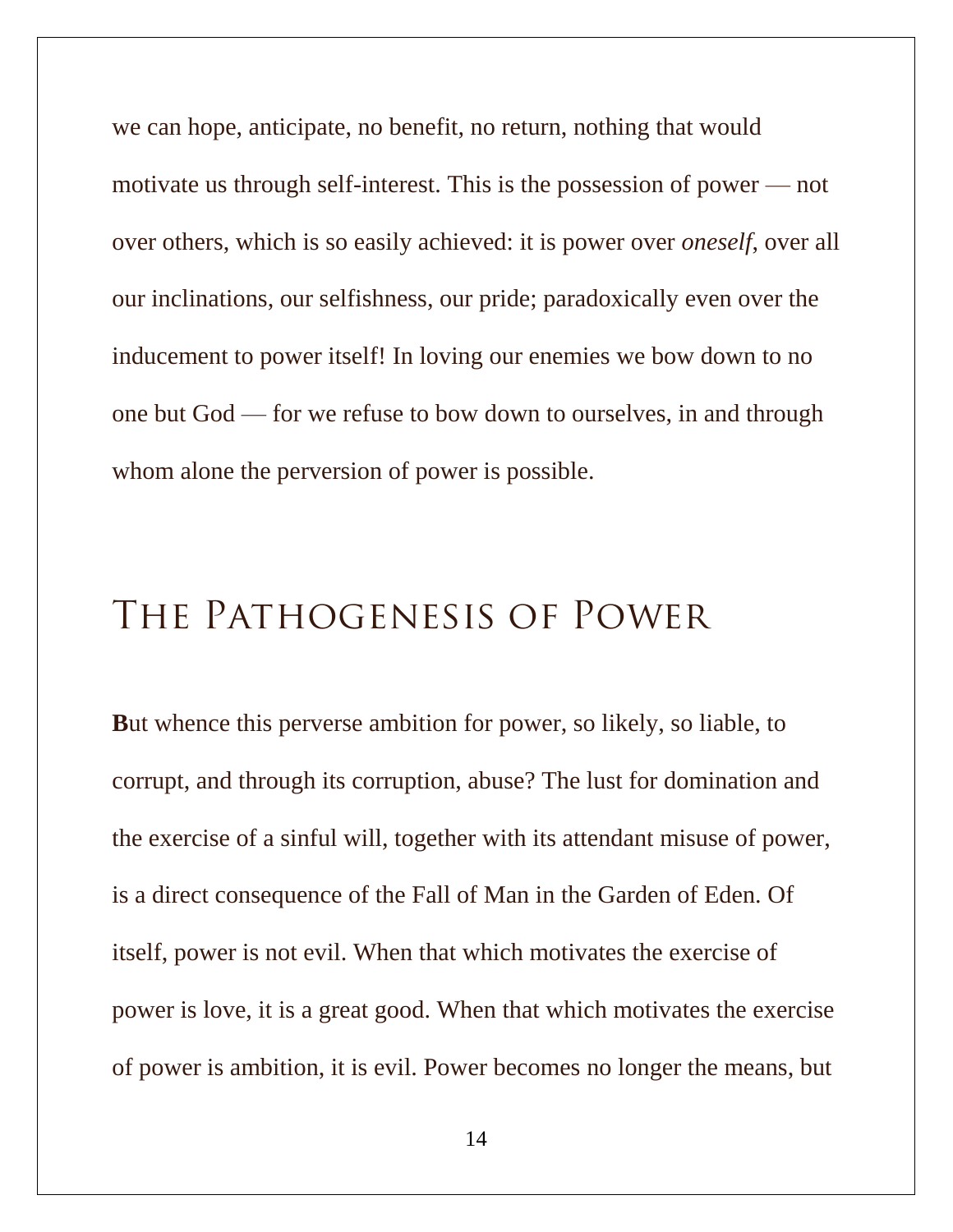we can hope, anticipate, no benefit, no return, nothing that would motivate us through self-interest. This is the possession of power — not over others, which is so easily achieved: it is power over *oneself*, over all our inclinations, our selfishness, our pride; paradoxically even over the inducement to power itself! In loving our enemies we bow down to no one but God — for we refuse to bow down to ourselves, in and through whom alone the perversion of power is possible.

## The Pathogenesis of Power

**B**ut whence this perverse ambition for power, so likely, so liable, to corrupt, and through its corruption, abuse? The lust for domination and the exercise of a sinful will, together with its attendant misuse of power, is a direct consequence of the Fall of Man in the Garden of Eden. Of itself, power is not evil. When that which motivates the exercise of power is love, it is a great good. When that which motivates the exercise of power is ambition, it is evil. Power becomes no longer the means, but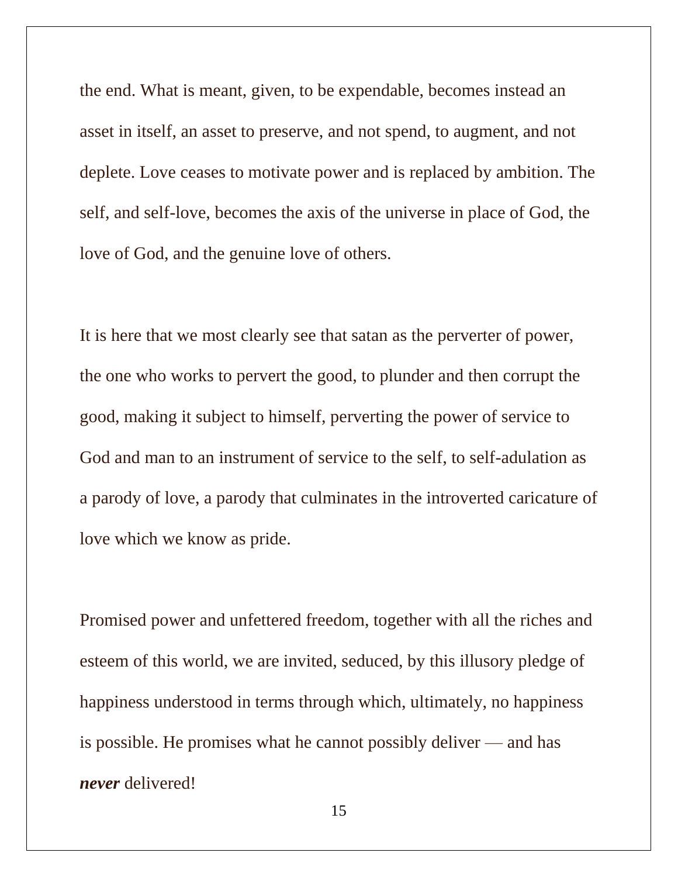the end. What is meant, given, to be expendable, becomes instead an asset in itself, an asset to preserve, and not spend, to augment, and not deplete. Love ceases to motivate power and is replaced by ambition. The self, and self-love, becomes the axis of the universe in place of God, the love of God, and the genuine love of others.

It is here that we most clearly see that satan as the perverter of power, the one who works to pervert the good, to plunder and then corrupt the good, making it subject to himself, perverting the power of service to God and man to an instrument of service to the self, to self-adulation as a parody of love, a parody that culminates in the introverted caricature of love which we know as pride.

Promised power and unfettered freedom, together with all the riches and esteem of this world, we are invited, seduced, by this illusory pledge of happiness understood in terms through which, ultimately, no happiness is possible. He promises what he cannot possibly deliver — and has ***never*** delivered!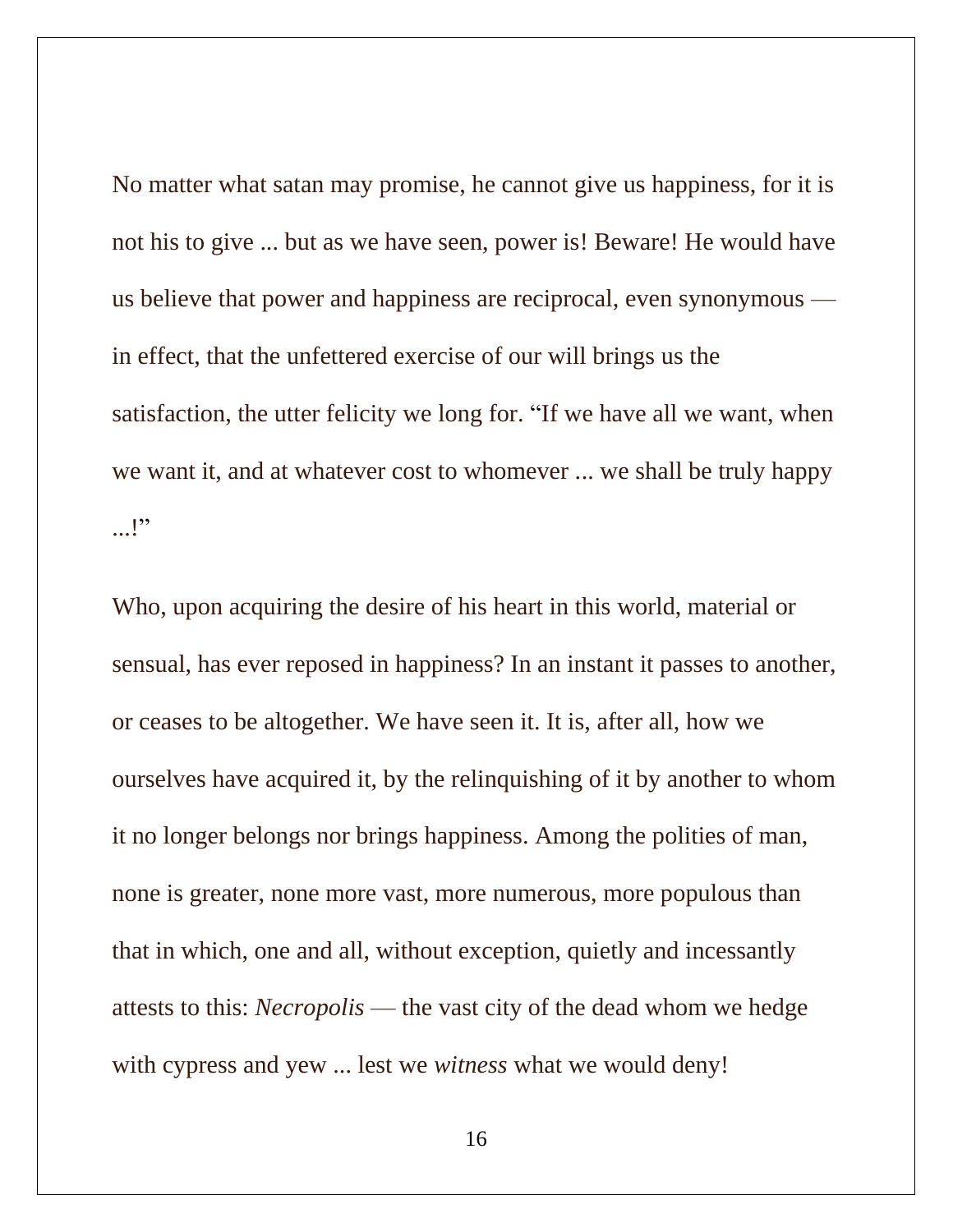No matter what satan may promise, he cannot give us happiness, for it is not his to give ... but as we have seen, power is! Beware! He would have us believe that power and happiness are reciprocal, even synonymous — in effect, that the unfettered exercise of our will brings us the satisfaction, the utter felicity we long for. “If we have all we want, when we want it, and at whatever cost to whomever ... we shall be truly happy ...!”

Who, upon acquiring the desire of his heart in this world, material or sensual, has ever reposed in happiness? In an instant it passes to another, or ceases to be altogether. We have seen it. It is, after all, how we ourselves have acquired it, by the relinquishing of it by another to whom it no longer belongs nor brings happiness. Among the polities of man, none is greater, none more vast, more numerous, more populous than that in which, one and all, without exception, quietly and incessantly attests to this: *Necropolis* — the vast city of the dead whom we hedge with cypress and yew ... lest we *witness* what we would deny!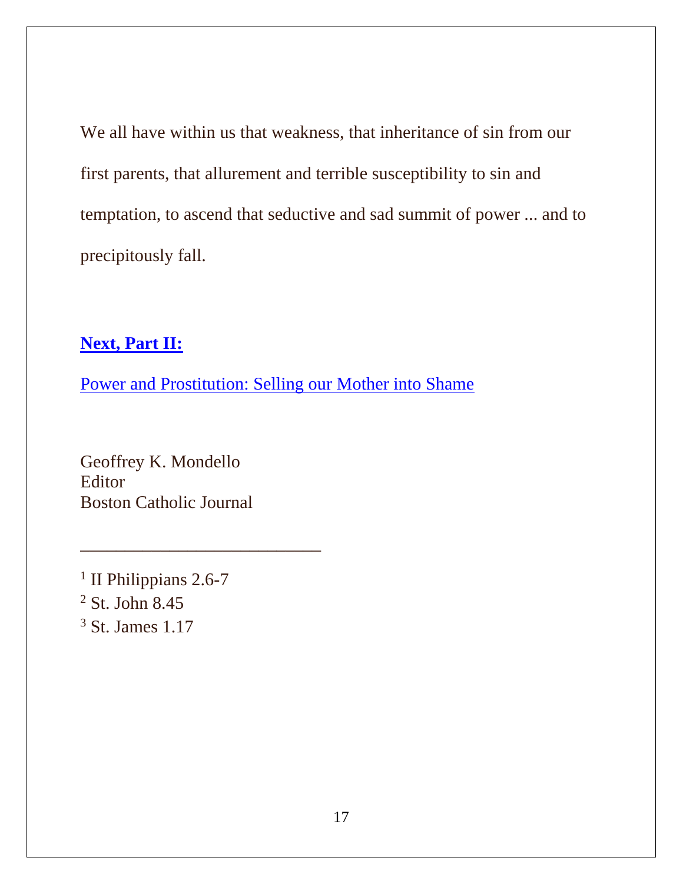We all have within us that weakness, that inheritance of sin from our first parents, that allurement and terrible susceptibility to sin and temptation, to ascend that seductive and sad summit of power ... and to precipitously fall.

**Next, Part II:**

Power and Prostitution: Selling our Mother into Shame

Geoffrey K. Mondello
Editor
Boston Catholic Journal

---

[1] II Philippians 2.6-7
[2] St. John 8.45
[3] St. James 1.17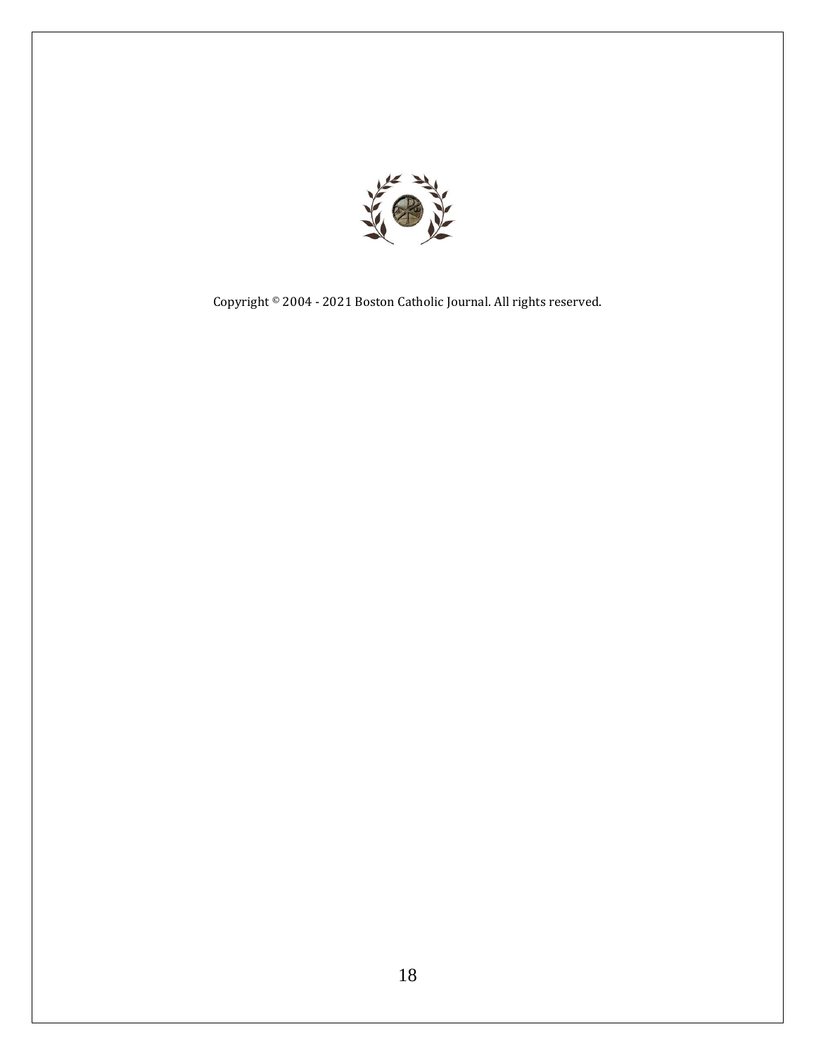Copyright © 2004 - 2021 Boston Catholic Journal. All rights reserved.